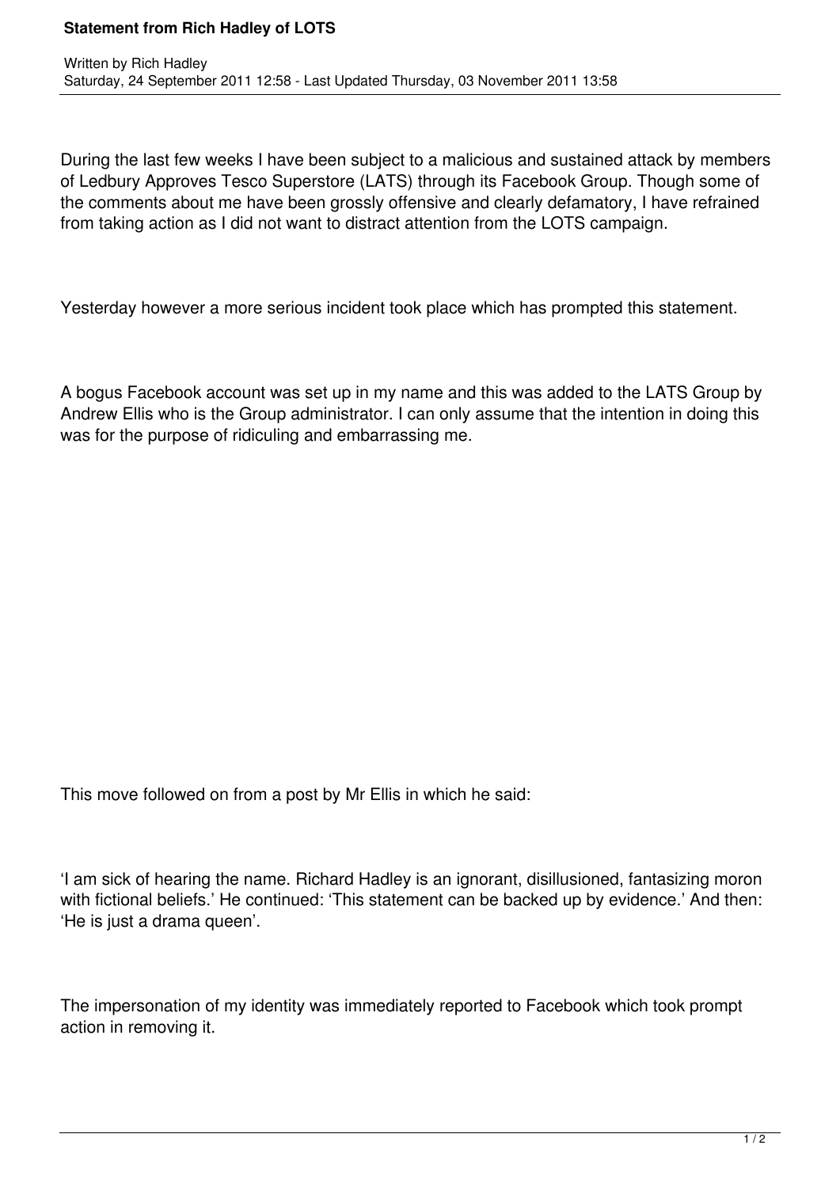# Statement from Rich Hadley of LOTS

Written by Rich Hadley
Saturday, 24 September 2011 12:58 - Last Updated Thursday, 03 November 2011 13:58

During the last few weeks I have been subject to a malicious and sustained attack by members of Ledbury Approves Tesco Superstore (LATS) through its Facebook Group. Though some of the comments about me have been grossly offensive and clearly defamatory, I have refrained from taking action as I did not want to distract attention from the LOTS campaign.

Yesterday however a more serious incident took place which has prompted this statement.

A bogus Facebook account was set up in my name and this was added to the LATS Group by Andrew Ellis who is the Group administrator. I can only assume that the intention in doing this was for the purpose of ridiculing and embarrassing me.

This move followed on from a post by Mr Ellis in which he said:

'I am sick of hearing the name. Richard Hadley is an ignorant, disillusioned, fantasizing moron with fictional beliefs.' He continued: 'This statement can be backed up by evidence.' And then: 'He is just a drama queen'.

The impersonation of my identity was immediately reported to Facebook which took prompt action in removing it.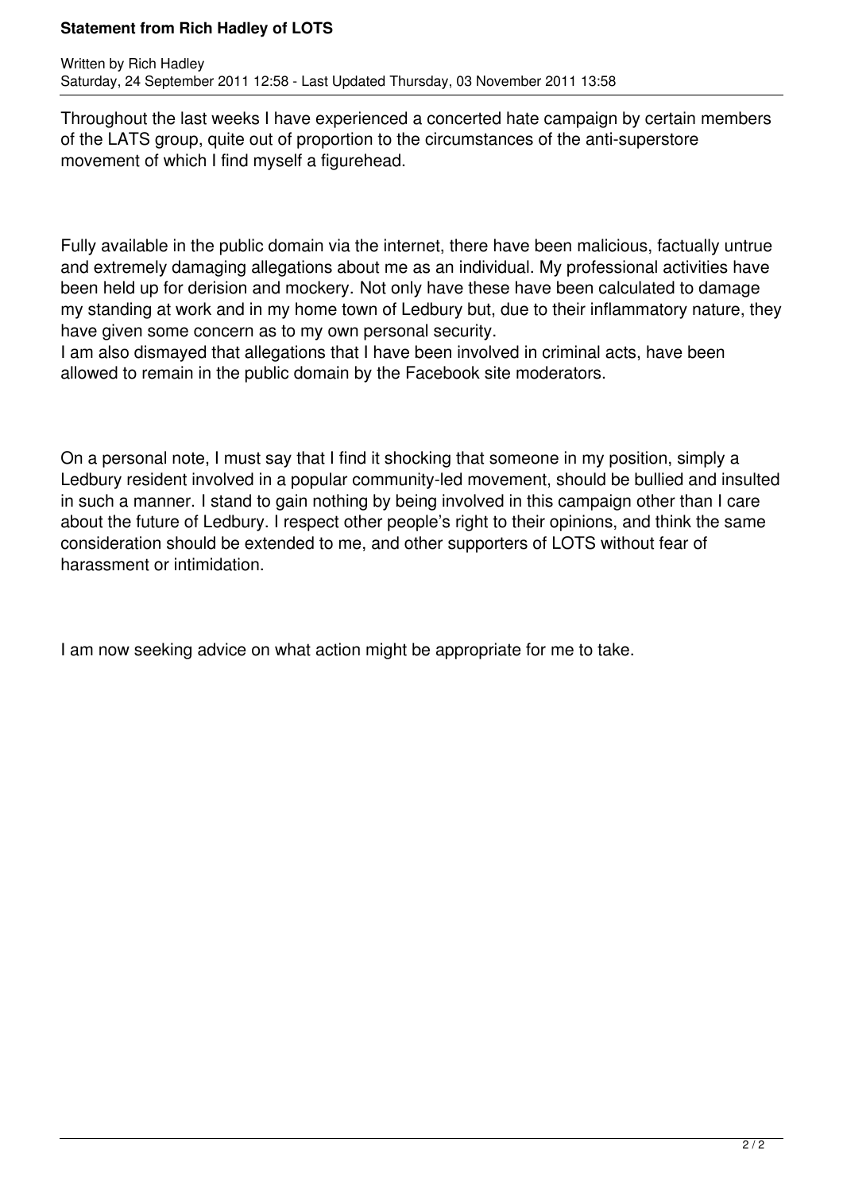Throughout the last weeks I have experienced a concerted hate campaign by certain members of the LATS group, quite out of proportion to the circumstances of the anti-superstore movement of which I find myself a figurehead.

Fully available in the public domain via the internet, there have been malicious, factually untrue and extremely damaging allegations about me as an individual. My professional activities have been held up for derision and mockery. Not only have these have been calculated to damage my standing at work and in my home town of Ledbury but, due to their inflammatory nature, they have given some concern as to my own personal security.
I am also dismayed that allegations that I have been involved in criminal acts, have been allowed to remain in the public domain by the Facebook site moderators.

On a personal note, I must say that I find it shocking that someone in my position, simply a Ledbury resident involved in a popular community-led movement, should be bullied and insulted in such a manner. I stand to gain nothing by being involved in this campaign other than I care about the future of Ledbury. I respect other people's right to their opinions, and think the same consideration should be extended to me, and other supporters of LOTS without fear of harassment or intimidation.

I am now seeking advice on what action might be appropriate for me to take.